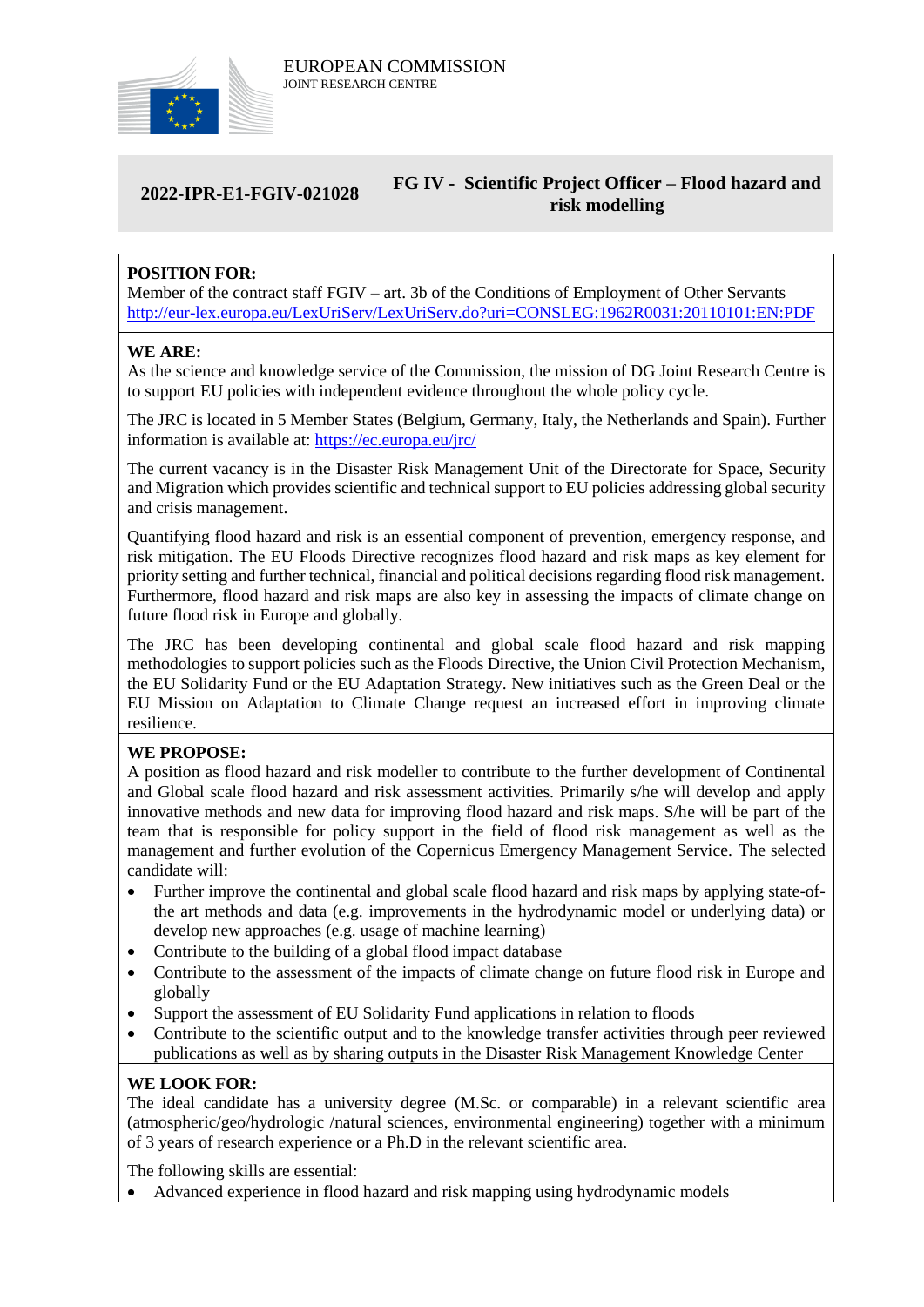EUROPEAN COMMISSION
JOINT RESEARCH CENTRE

**2022-IPR-E1-FGIV-021028** — **FG IV - Scientific Project Officer – Flood hazard and risk modelling**

**POSITION FOR:**
Member of the contract staff FGIV – art. 3b of the Conditions of Employment of Other Servants
http://eur-lex.europa.eu/LexUriServ/LexUriServ.do?uri=CONSLEG:1962R0031:20110101:EN:PDF

**WE ARE:**
As the science and knowledge service of the Commission, the mission of DG Joint Research Centre is to support EU policies with independent evidence throughout the whole policy cycle.

The JRC is located in 5 Member States (Belgium, Germany, Italy, the Netherlands and Spain). Further information is available at: https://ec.europa.eu/jrc/

The current vacancy is in the Disaster Risk Management Unit of the Directorate for Space, Security and Migration which provides scientific and technical support to EU policies addressing global security and crisis management.

Quantifying flood hazard and risk is an essential component of prevention, emergency response, and risk mitigation. The EU Floods Directive recognizes flood hazard and risk maps as key element for priority setting and further technical, financial and political decisions regarding flood risk management. Furthermore, flood hazard and risk maps are also key in assessing the impacts of climate change on future flood risk in Europe and globally.

The JRC has been developing continental and global scale flood hazard and risk mapping methodologies to support policies such as the Floods Directive, the Union Civil Protection Mechanism, the EU Solidarity Fund or the EU Adaptation Strategy. New initiatives such as the Green Deal or the EU Mission on Adaptation to Climate Change request an increased effort in improving climate resilience.

**WE PROPOSE:**
A position as flood hazard and risk modeller to contribute to the further development of Continental and Global scale flood hazard and risk assessment activities. Primarily s/he will develop and apply innovative methods and new data for improving flood hazard and risk maps. S/he will be part of the team that is responsible for policy support in the field of flood risk management as well as the management and further evolution of the Copernicus Emergency Management Service. The selected candidate will:

- Further improve the continental and global scale flood hazard and risk maps by applying state-of-the art methods and data (e.g. improvements in the hydrodynamic model or underlying data) or develop new approaches (e.g. usage of machine learning)
- Contribute to the building of a global flood impact database
- Contribute to the assessment of the impacts of climate change on future flood risk in Europe and globally
- Support the assessment of EU Solidarity Fund applications in relation to floods
- Contribute to the scientific output and to the knowledge transfer activities through peer reviewed publications as well as by sharing outputs in the Disaster Risk Management Knowledge Center

**WE LOOK FOR:**
The ideal candidate has a university degree (M.Sc. or comparable) in a relevant scientific area (atmospheric/geo/hydrologic /natural sciences, environmental engineering) together with a minimum of 3 years of research experience or a Ph.D in the relevant scientific area.

The following skills are essential:

- Advanced experience in flood hazard and risk mapping using hydrodynamic models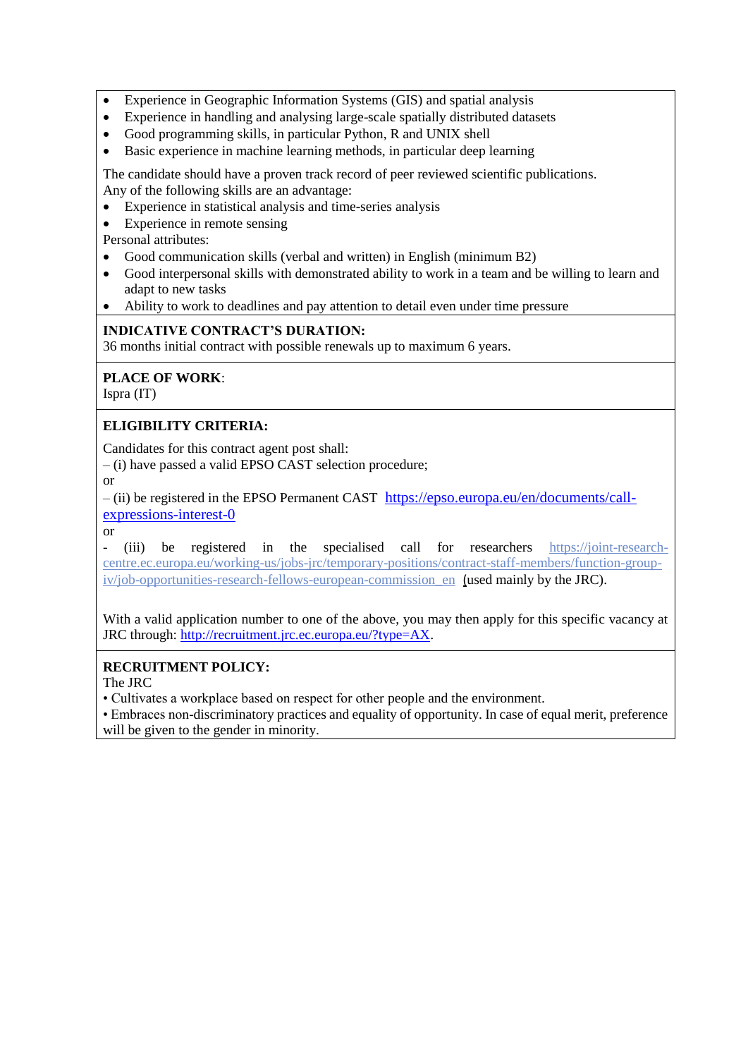- Experience in Geographic Information Systems (GIS) and spatial analysis
- Experience in handling and analysing large-scale spatially distributed datasets
- Good programming skills, in particular Python, R and UNIX shell
- Basic experience in machine learning methods, in particular deep learning

The candidate should have a proven track record of peer reviewed scientific publications.
Any of the following skills are an advantage:

- Experience in statistical analysis and time-series analysis
- Experience in remote sensing

Personal attributes:

- Good communication skills (verbal and written) in English (minimum B2)
- Good interpersonal skills with demonstrated ability to work in a team and be willing to learn and adapt to new tasks
- Ability to work to deadlines and pay attention to detail even under time pressure

**INDICATIVE CONTRACT'S DURATION:**
36 months initial contract with possible renewals up to maximum 6 years.

**PLACE OF WORK**:
Ispra (IT)

**ELIGIBILITY CRITERIA:**

Candidates for this contract agent post shall:
– (i) have passed a valid EPSO CAST selection procedure;
or
– (ii) be registered in the EPSO Permanent CAST https://epso.europa.eu/en/documents/call-expressions-interest-0
or
- (iii) be registered in the specialised call for researchers https://joint-research-centre.ec.europa.eu/working-us/jobs-jrc/temporary-positions/contract-staff-members/function-group-iv/job-opportunities-research-fellows-european-commission_en (used mainly by the JRC).

With a valid application number to one of the above, you may then apply for this specific vacancy at JRC through: http://recruitment.jrc.ec.europa.eu/?type=AX.

**RECRUITMENT POLICY:**
The JRC
• Cultivates a workplace based on respect for other people and the environment.
• Embraces non-discriminatory practices and equality of opportunity. In case of equal merit, preference will be given to the gender in minority.